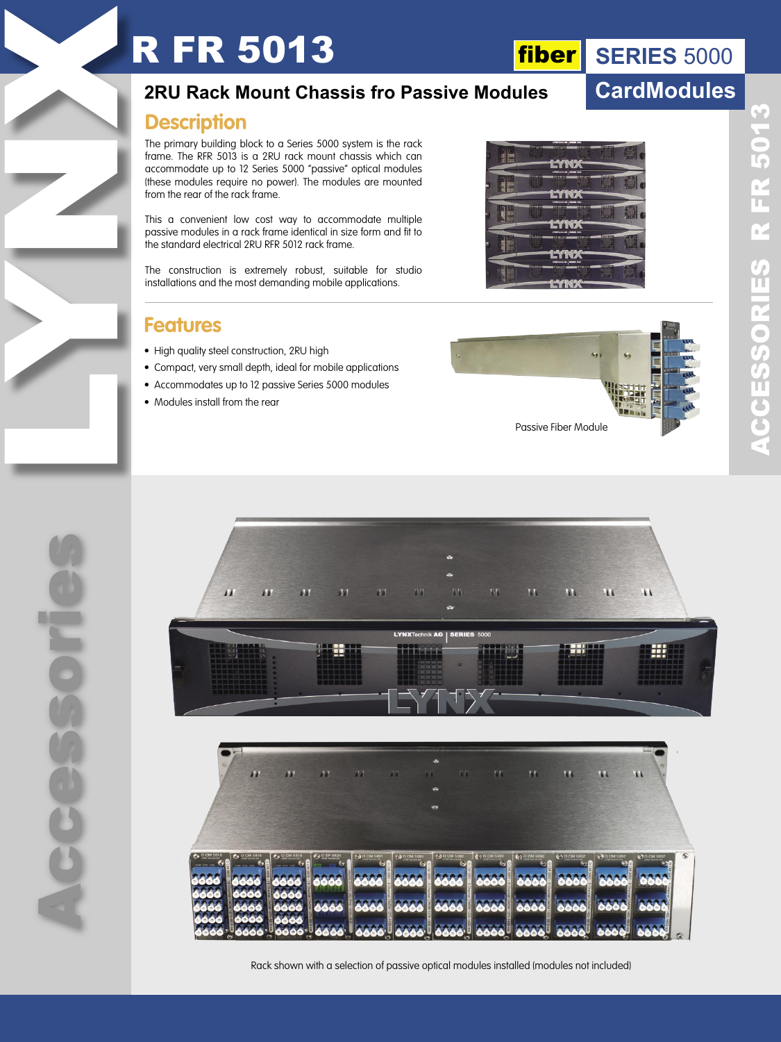# R FR 5013

fiber | SERIES 5000 | CardModules

## 2RU Rack Mount Chassis fro Passive Modules

### Description

The primary building block to a Series 5000 system is the rack frame. The RFR 5013 is a 2RU rack mount chassis which can accommodate up to 12 Series 5000 "passive" optical modules (these modules require no power). The modules are mounted from the rear of the rack frame.

This a convenient low cost way to accommodate multiple passive modules in a rack frame identical in size form and fit to the standard electrical 2RU RFR 5012 rack frame.

The construction is extremely robust, suitable for studio installations and the most demanding mobile applications.

### Features

- High quality steel construction, 2RU high
- Compact, very small depth, ideal for mobile applications
- Accommodates up to 12 passive Series 5000 modules
- Modules install from the rear

Passive Fiber Module

Rack shown with a selection of passive optical modules installed (modules not included)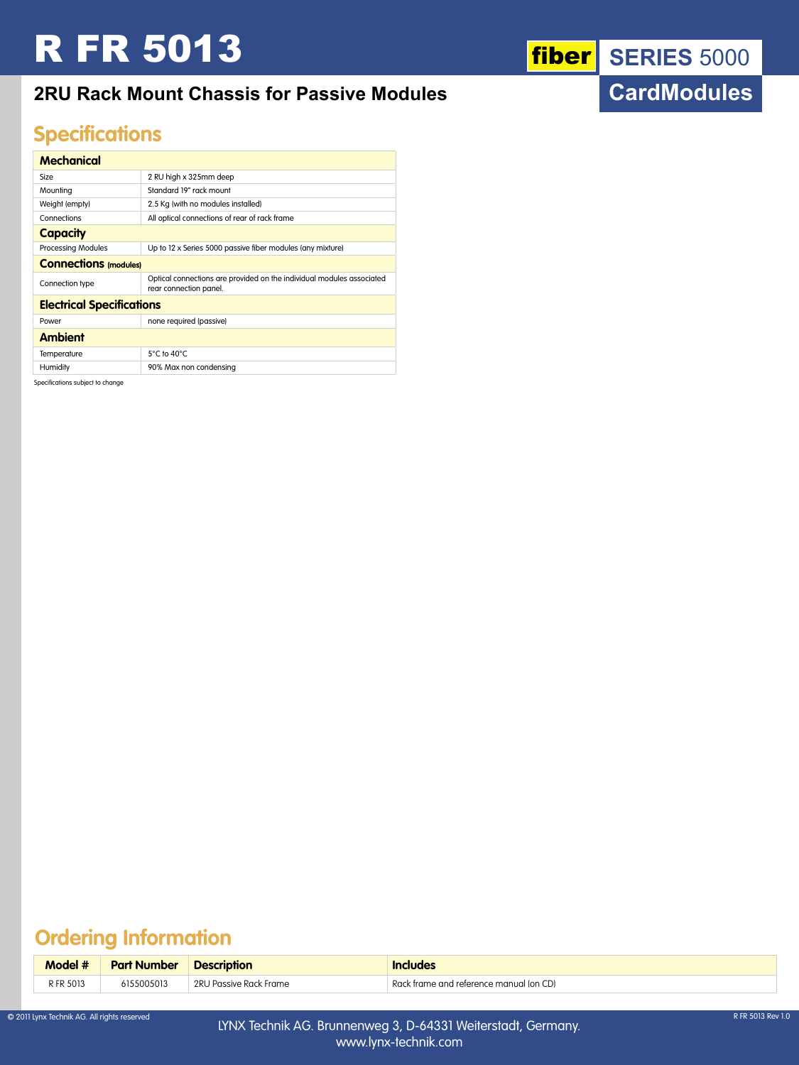# R FR 5013

fiber **SERIES** 5000 **CardModules**

## 2RU Rack Mount Chassis for Passive Modules

## Specifications

| | |
|---|---|
| **Mechanical** | |
| Size | 2 RU high x 325mm deep |
| Mounting | Standard 19" rack mount |
| Weight (empty) | 2.5 Kg (with no modules installed) |
| Connections | All optical connections of rear of rack frame |
| **Capacity** | |
| Processing Modules | Up to 12 x Series 5000 passive fiber modules (any mixture) |
| **Connections (modules)** | |
| Connection type | Optical connections are provided on the individual modules associated rear connection panel. |
| **Electrical Specifications** | |
| Power | none required (passive) |
| **Ambient** | |
| Temperature | 5°C to 40°C |
| Humidity | 90% Max non condensing |

Specifications subject to change

## Ordering Information

| Model # | Part Number | Description | Includes |
|---|---|---|---|
| R FR 5013 | 6155005013 | 2RU Passive Rack Frame | Rack frame and reference manual (on CD) |

© 2011 Lynx Technik AG. All rights reserved

LYNX Technik AG. Brunnenweg 3, D-64331 Weiterstadt, Germany.
www.lynx-technik.com

R FR 5013 Rev 1.0